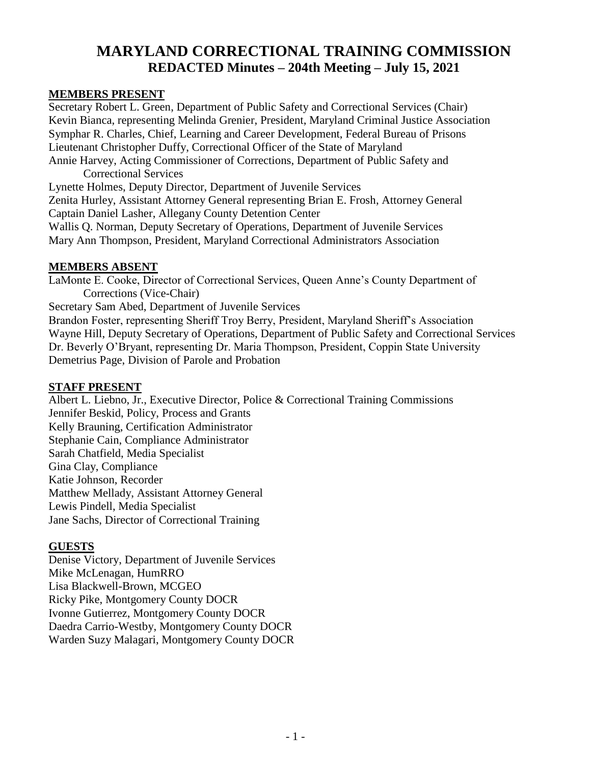# MARYLAND CORRECTIONAL TRAINING COMMISSION
## REDACTED Minutes – 204th Meeting – July 15, 2021

### MEMBERS PRESENT

Secretary Robert L. Green, Department of Public Safety and Correctional Services (Chair)
Kevin Bianca, representing Melinda Grenier, President, Maryland Criminal Justice Association
Symphar R. Charles, Chief, Learning and Career Development, Federal Bureau of Prisons
Lieutenant Christopher Duffy, Correctional Officer of the State of Maryland
Annie Harvey, Acting Commissioner of Corrections, Department of Public Safety and Correctional Services
Lynette Holmes, Deputy Director, Department of Juvenile Services
Zenita Hurley, Assistant Attorney General representing Brian E. Frosh, Attorney General
Captain Daniel Lasher, Allegany County Detention Center
Wallis Q. Norman, Deputy Secretary of Operations, Department of Juvenile Services
Mary Ann Thompson, President, Maryland Correctional Administrators Association

### MEMBERS ABSENT

LaMonte E. Cooke, Director of Correctional Services, Queen Anne's County Department of Corrections (Vice-Chair)
Secretary Sam Abed, Department of Juvenile Services
Brandon Foster, representing Sheriff Troy Berry, President, Maryland Sheriff's Association
Wayne Hill, Deputy Secretary of Operations, Department of Public Safety and Correctional Services
Dr. Beverly O'Bryant, representing Dr. Maria Thompson, President, Coppin State University
Demetrius Page, Division of Parole and Probation

### STAFF PRESENT

Albert L. Liebno, Jr., Executive Director, Police & Correctional Training Commissions
Jennifer Beskid, Policy, Process and Grants
Kelly Brauning, Certification Administrator
Stephanie Cain, Compliance Administrator
Sarah Chatfield, Media Specialist
Gina Clay, Compliance
Katie Johnson, Recorder
Matthew Mellady, Assistant Attorney General
Lewis Pindell, Media Specialist
Jane Sachs, Director of Correctional Training

### GUESTS

Denise Victory, Department of Juvenile Services
Mike McLenagan, HumRRO
Lisa Blackwell-Brown, MCGEO
Ricky Pike, Montgomery County DOCR
Ivonne Gutierrez, Montgomery County DOCR
Daedra Carrio-Westby, Montgomery County DOCR
Warden Suzy Malagari, Montgomery County DOCR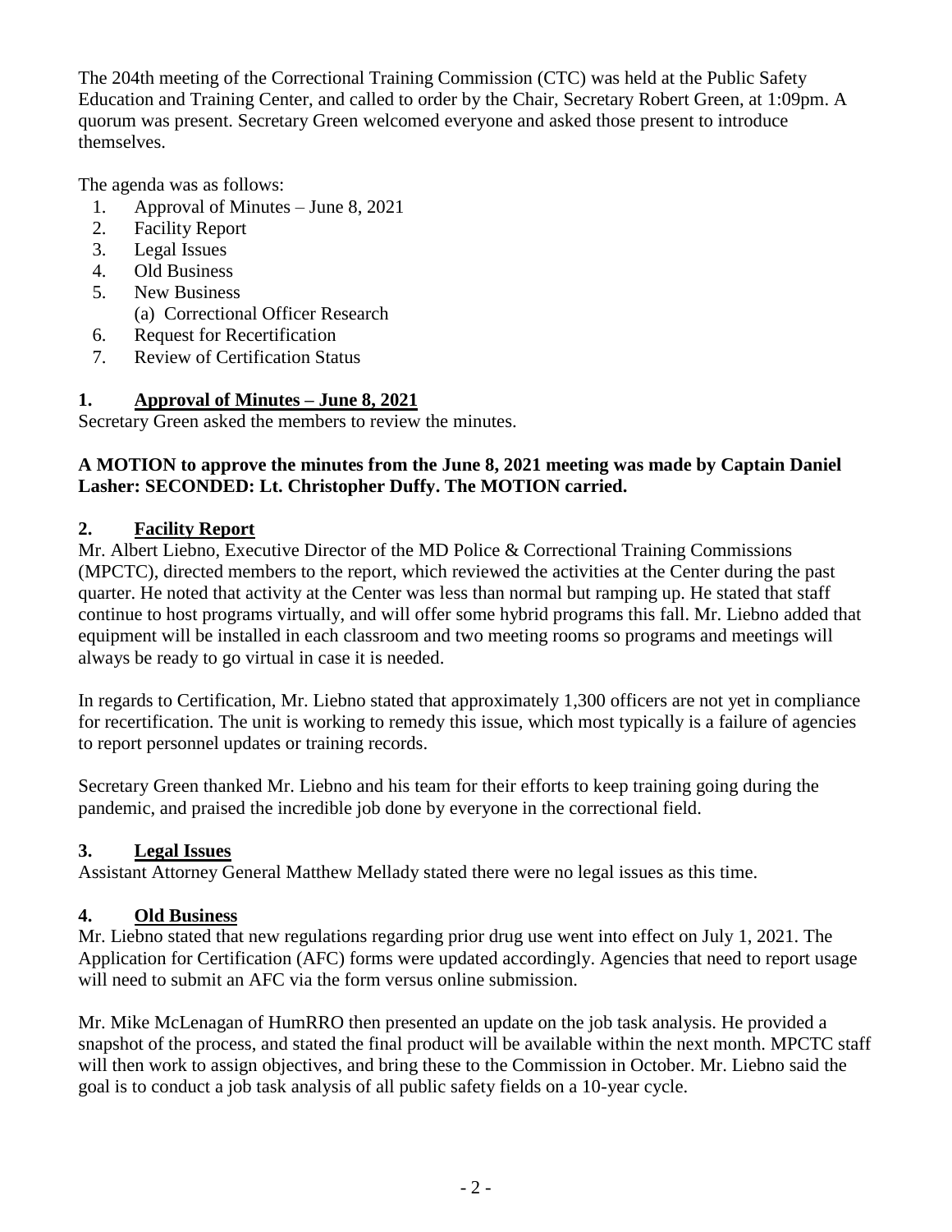The 204th meeting of the Correctional Training Commission (CTC) was held at the Public Safety Education and Training Center, and called to order by the Chair, Secretary Robert Green, at 1:09pm. A quorum was present. Secretary Green welcomed everyone and asked those present to introduce themselves.

The agenda was as follows:

1. Approval of Minutes – June 8, 2021
2. Facility Report
3. Legal Issues
4. Old Business
5. New Business
   (a) Correctional Officer Research
6. Request for Recertification
7. Review of Certification Status

## 1. Approval of Minutes – June 8, 2021

Secretary Green asked the members to review the minutes.

**A MOTION to approve the minutes from the June 8, 2021 meeting was made by Captain Daniel Lasher: SECONDED: Lt. Christopher Duffy. The MOTION carried.**

## 2. Facility Report

Mr. Albert Liebno, Executive Director of the MD Police & Correctional Training Commissions (MPCTC), directed members to the report, which reviewed the activities at the Center during the past quarter. He noted that activity at the Center was less than normal but ramping up. He stated that staff continue to host programs virtually, and will offer some hybrid programs this fall. Mr. Liebno added that equipment will be installed in each classroom and two meeting rooms so programs and meetings will always be ready to go virtual in case it is needed.

In regards to Certification, Mr. Liebno stated that approximately 1,300 officers are not yet in compliance for recertification. The unit is working to remedy this issue, which most typically is a failure of agencies to report personnel updates or training records.

Secretary Green thanked Mr. Liebno and his team for their efforts to keep training going during the pandemic, and praised the incredible job done by everyone in the correctional field.

## 3. Legal Issues

Assistant Attorney General Matthew Mellady stated there were no legal issues as this time.

## 4. Old Business

Mr. Liebno stated that new regulations regarding prior drug use went into effect on July 1, 2021. The Application for Certification (AFC) forms were updated accordingly. Agencies that need to report usage will need to submit an AFC via the form versus online submission.

Mr. Mike McLenagan of HumRRO then presented an update on the job task analysis. He provided a snapshot of the process, and stated the final product will be available within the next month. MPCTC staff will then work to assign objectives, and bring these to the Commission in October. Mr. Liebno said the goal is to conduct a job task analysis of all public safety fields on a 10-year cycle.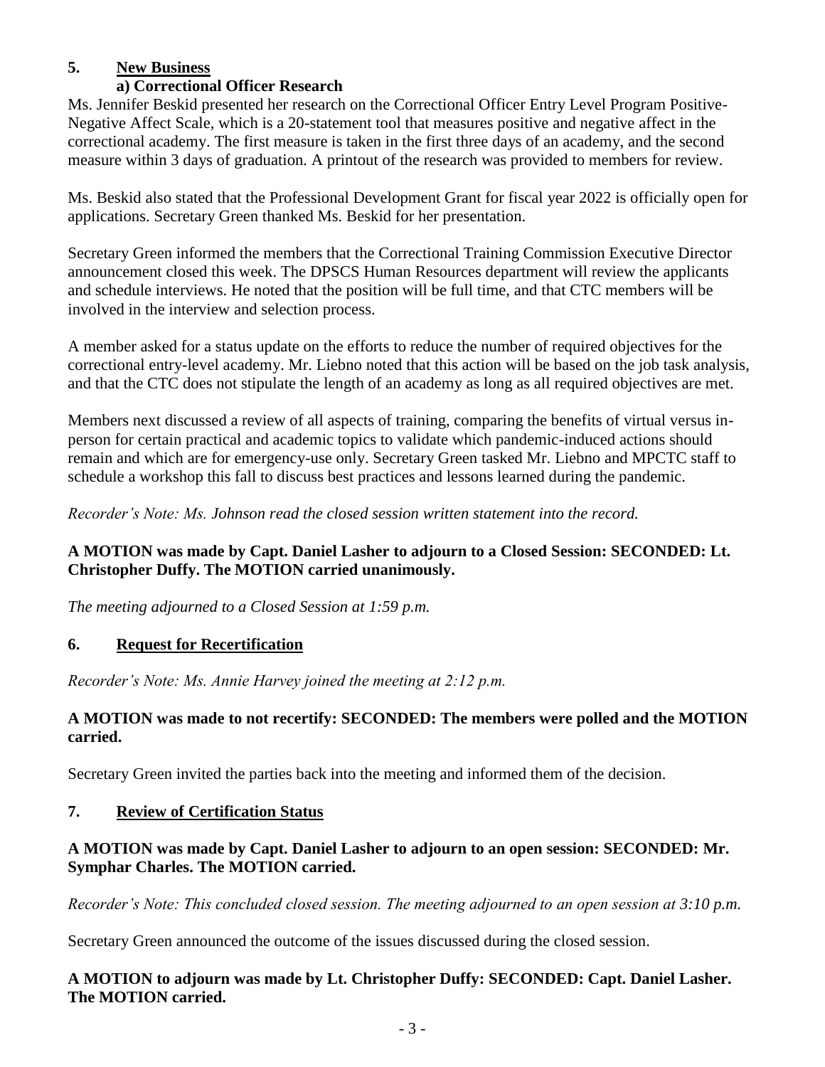## 5. New Business

### a) Correctional Officer Research

Ms. Jennifer Beskid presented her research on the Correctional Officer Entry Level Program Positive-Negative Affect Scale, which is a 20-statement tool that measures positive and negative affect in the correctional academy. The first measure is taken in the first three days of an academy, and the second measure within 3 days of graduation. A printout of the research was provided to members for review.

Ms. Beskid also stated that the Professional Development Grant for fiscal year 2022 is officially open for applications. Secretary Green thanked Ms. Beskid for her presentation.

Secretary Green informed the members that the Correctional Training Commission Executive Director announcement closed this week. The DPSCS Human Resources department will review the applicants and schedule interviews. He noted that the position will be full time, and that CTC members will be involved in the interview and selection process.

A member asked for a status update on the efforts to reduce the number of required objectives for the correctional entry-level academy. Mr. Liebno noted that this action will be based on the job task analysis, and that the CTC does not stipulate the length of an academy as long as all required objectives are met.

Members next discussed a review of all aspects of training, comparing the benefits of virtual versus in-person for certain practical and academic topics to validate which pandemic-induced actions should remain and which are for emergency-use only. Secretary Green tasked Mr. Liebno and MPCTC staff to schedule a workshop this fall to discuss best practices and lessons learned during the pandemic.

*Recorder's Note: Ms. Johnson read the closed session written statement into the record.*

**A MOTION was made by Capt. Daniel Lasher to adjourn to a Closed Session: SECONDED: Lt. Christopher Duffy. The MOTION carried unanimously.**

*The meeting adjourned to a Closed Session at 1:59 p.m.*

## 6. Request for Recertification

*Recorder's Note: Ms. Annie Harvey joined the meeting at 2:12 p.m.*

**A MOTION was made to not recertify: SECONDED: The members were polled and the MOTION carried.**

Secretary Green invited the parties back into the meeting and informed them of the decision.

## 7. Review of Certification Status

**A MOTION was made by Capt. Daniel Lasher to adjourn to an open session: SECONDED: Mr. Symphar Charles. The MOTION carried.**

*Recorder's Note: This concluded closed session. The meeting adjourned to an open session at 3:10 p.m.*

Secretary Green announced the outcome of the issues discussed during the closed session.

**A MOTION to adjourn was made by Lt. Christopher Duffy: SECONDED: Capt. Daniel Lasher. The MOTION carried.**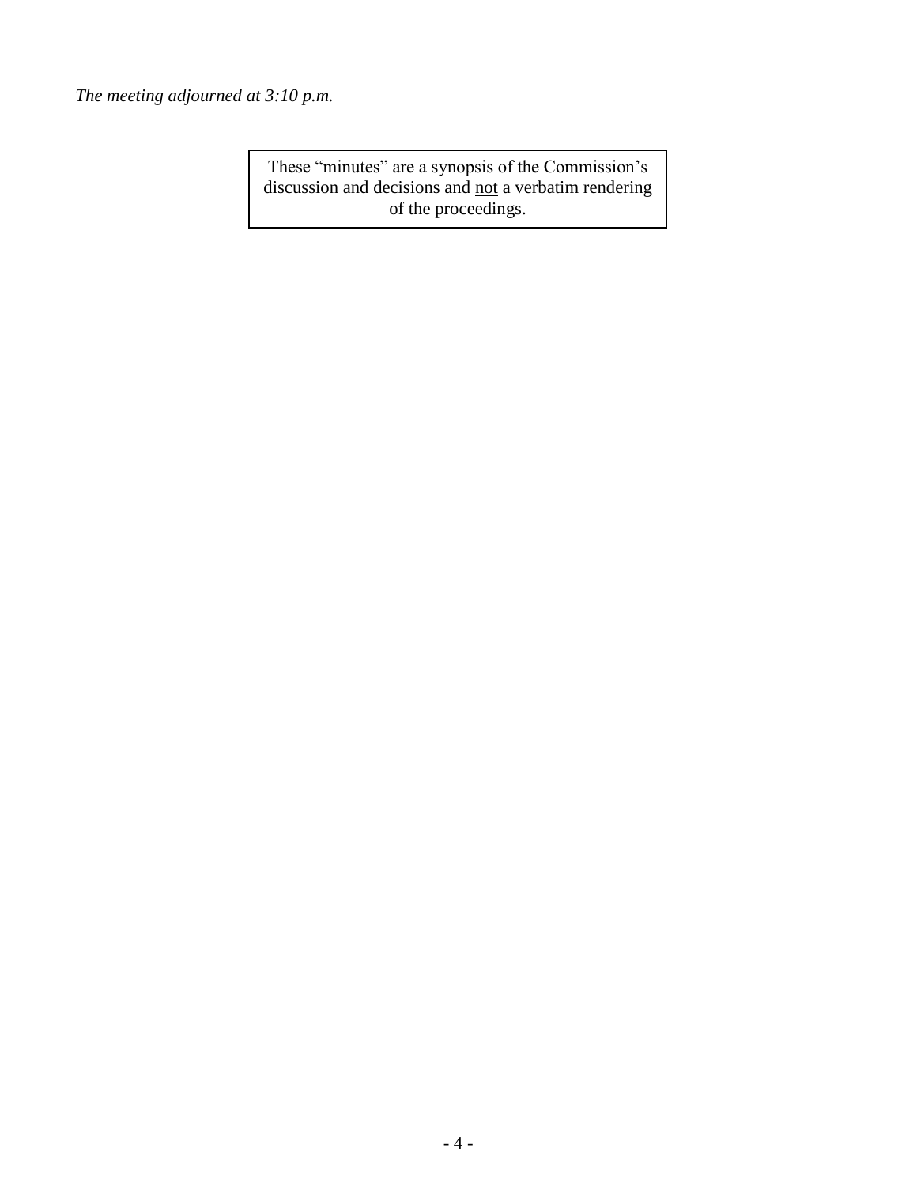*The meeting adjourned at 3:10 p.m.*

These "minutes" are a synopsis of the Commission's discussion and decisions and <u>not</u> a verbatim rendering of the proceedings.